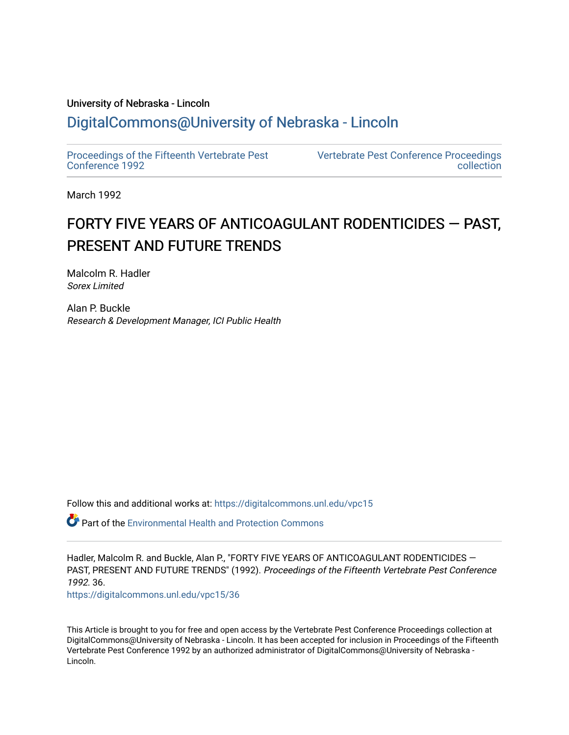University of Nebraska - Lincoln

## DigitalCommons@University of Nebraska - Lincoln

Proceedings of the Fifteenth Vertebrate Pest Conference 1992

Vertebrate Pest Conference Proceedings collection

March 1992

# FORTY FIVE YEARS OF ANTICOAGULANT RODENTICIDES — PAST, PRESENT AND FUTURE TRENDS

Malcolm R. Hadler
*Sorex Limited*

Alan P. Buckle
*Research & Development Manager, ICI Public Health*

Follow this and additional works at: https://digitalcommons.unl.edu/vpc15

Part of the Environmental Health and Protection Commons

Hadler, Malcolm R. and Buckle, Alan P., "FORTY FIVE YEARS OF ANTICOAGULANT RODENTICIDES — PAST, PRESENT AND FUTURE TRENDS" (1992). *Proceedings of the Fifteenth Vertebrate Pest Conference 1992*. 36.
https://digitalcommons.unl.edu/vpc15/36

This Article is brought to you for free and open access by the Vertebrate Pest Conference Proceedings collection at DigitalCommons@University of Nebraska - Lincoln. It has been accepted for inclusion in Proceedings of the Fifteenth Vertebrate Pest Conference 1992 by an authorized administrator of DigitalCommons@University of Nebraska - Lincoln.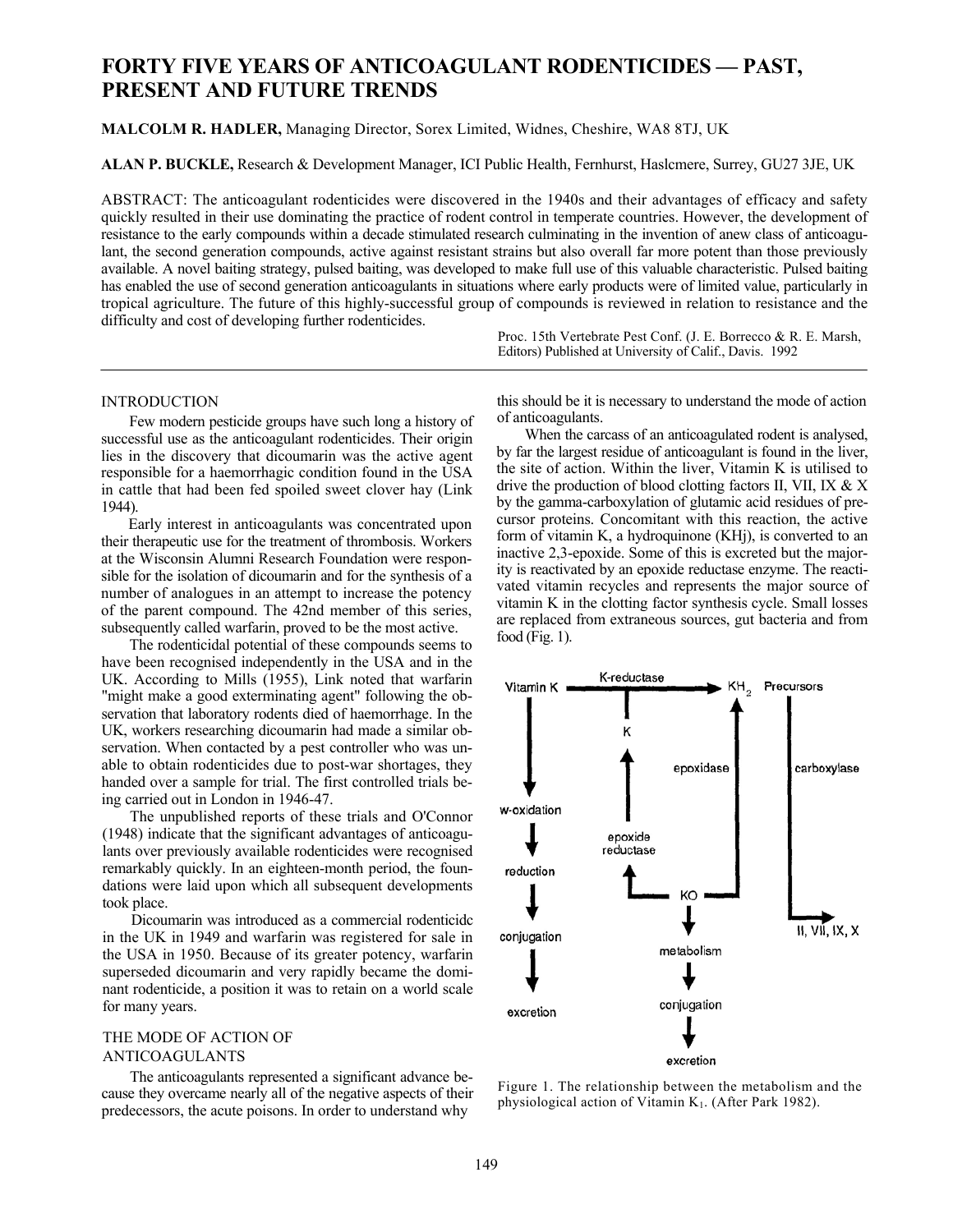# FORTY FIVE YEARS OF ANTICOAGULANT RODENTICIDES — PAST, PRESENT AND FUTURE TRENDS

**MALCOLM R. HADLER,** Managing Director, Sorex Limited, Widnes, Cheshire, WA8 8TJ, UK

**ALAN P. BUCKLE,** Research & Development Manager, ICI Public Health, Fernhurst, Haslcmere, Surrey, GU27 3JE, UK

ABSTRACT: The anticoagulant rodenticides were discovered in the 1940s and their advantages of efficacy and safety quickly resulted in their use dominating the practice of rodent control in temperate countries. However, the development of resistance to the early compounds within a decade stimulated research culminating in the invention of anew class of anticoagulant, the second generation compounds, active against resistant strains but also overall far more potent than those previously available. A novel baiting strategy, pulsed baiting, was developed to make full use of this valuable characteristic. Pulsed baiting has enabled the use of second generation anticoagulants in situations where early products were of limited value, particularly in tropical agriculture. The future of this highly-successful group of compounds is reviewed in relation to resistance and the difficulty and cost of developing further rodenticides.

Proc. 15th Vertebrate Pest Conf. (J. E. Borrecco & R. E. Marsh, Editors) Published at University of Calif., Davis. 1992

## INTRODUCTION

Few modern pesticide groups have such long a history of successful use as the anticoagulant rodenticides. Their origin lies in the discovery that dicoumarin was the active agent responsible for a haemorrhagic condition found in the USA in cattle that had been fed spoiled sweet clover hay (Link 1944).

Early interest in anticoagulants was concentrated upon their therapeutic use for the treatment of thrombosis. Workers at the Wisconsin Alumni Research Foundation were responsible for the isolation of dicoumarin and for the synthesis of a number of analogues in an attempt to increase the potency of the parent compound. The 42nd member of this series, subsequently called warfarin, proved to be the most active.

The rodenticidal potential of these compounds seems to have been recognised independently in the USA and in the UK. According to Mills (1955), Link noted that warfarin "might make a good exterminating agent" following the observation that laboratory rodents died of haemorrhage. In the UK, workers researching dicoumarin had made a similar observation. When contacted by a pest controller who was unable to obtain rodenticides due to post-war shortages, they handed over a sample for trial. The first controlled trials being carried out in London in 1946-47.

The unpublished reports of these trials and O'Connor (1948) indicate that the significant advantages of anticoagulants over previously available rodenticides were recognised remarkably quickly. In an eighteen-month period, the foundations were laid upon which all subsequent developments took place.

Dicoumarin was introduced as a commercial rodenticidc in the UK in 1949 and warfarin was registered for sale in the USA in 1950. Because of its greater potency, warfarin superseded dicoumarin and very rapidly became the dominant rodenticide, a position it was to retain on a world scale for many years.

## THE MODE OF ACTION OF ANTICOAGULANTS

The anticoagulants represented a significant advance because they overcame nearly all of the negative aspects of their predecessors, the acute poisons. In order to understand why this should be it is necessary to understand the mode of action of anticoagulants.

When the carcass of an anticoagulated rodent is analysed, by far the largest residue of anticoagulant is found in the liver, the site of action. Within the liver, Vitamin K is utilised to drive the production of blood clotting factors II, VII, IX & X by the gamma-carboxylation of glutamic acid residues of precursor proteins. Concomitant with this reaction, the active form of vitamin K, a hydroquinone (KHj), is converted to an inactive 2,3-epoxide. Some of this is excreted but the majority is reactivated by an epoxide reductase enzyme. The reactivated vitamin recycles and represents the major source of vitamin K in the clotting factor synthesis cycle. Small losses are replaced from extraneous sources, gut bacteria and from food (Fig. 1).

Figure 1. The relationship between the metabolism and the physiological action of Vitamin $K_1$. (After Park 1982).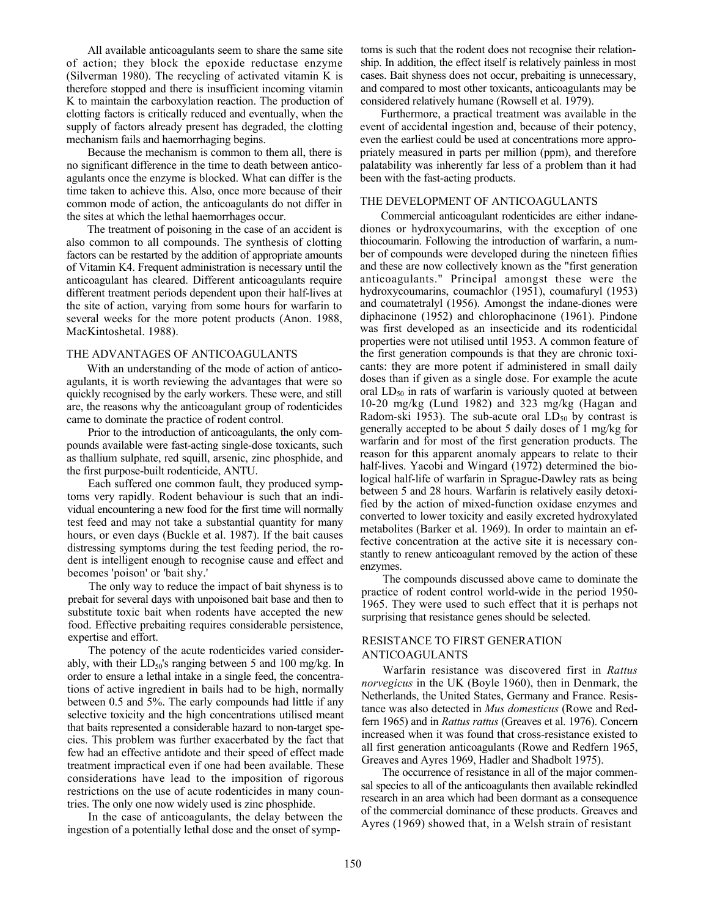All available anticoagulants seem to share the same site of action; they block the epoxide reductase enzyme (Silverman 1980). The recycling of activated vitamin K is therefore stopped and there is insufficient incoming vitamin K to maintain the carboxylation reaction. The production of clotting factors is critically reduced and eventually, when the supply of factors already present has degraded, the clotting mechanism fails and haemorrhaging begins.

Because the mechanism is common to them all, there is no significant difference in the time to death between anticoagulants once the enzyme is blocked. What can differ is the time taken to achieve this. Also, once more because of their common mode of action, the anticoagulants do not differ in the sites at which the lethal haemorrhages occur.

The treatment of poisoning in the case of an accident is also common to all compounds. The synthesis of clotting factors can be restarted by the addition of appropriate amounts of Vitamin K4. Frequent administration is necessary until the anticoagulant has cleared. Different anticoagulants require different treatment periods dependent upon their half-lives at the site of action, varying from some hours for warfarin to several weeks for the more potent products (Anon. 1988, MacKintoshetal. 1988).

## THE ADVANTAGES OF ANTICOAGULANTS

With an understanding of the mode of action of anticoagulants, it is worth reviewing the advantages that were so quickly recognised by the early workers. These were, and still are, the reasons why the anticoagulant group of rodenticides came to dominate the practice of rodent control.

Prior to the introduction of anticoagulants, the only compounds available were fast-acting single-dose toxicants, such as thallium sulphate, red squill, arsenic, zinc phosphide, and the first purpose-built rodenticide, ANTU.

Each suffered one common fault, they produced symptoms very rapidly. Rodent behaviour is such that an individual encountering a new food for the first time will normally test feed and may not take a substantial quantity for many hours, or even days (Buckle et al. 1987). If the bait causes distressing symptoms during the test feeding period, the rodent is intelligent enough to recognise cause and effect and becomes 'poison' or 'bait shy.'

The only way to reduce the impact of bait shyness is to prebait for several days with unpoisoned bait base and then to substitute toxic bait when rodents have accepted the new food. Effective prebaiting requires considerable persistence, expertise and effort.

The potency of the acute rodenticides varied considerably, with their $LD_{50}$'s ranging between 5 and 100 mg/kg. In order to ensure a lethal intake in a single feed, the concentrations of active ingredient in baits had to be high, normally between 0.5 and 5%. The early compounds had little if any selective toxicity and the high concentrations utilised meant that baits represented a considerable hazard to non-target species. This problem was further exacerbated by the fact that few had an effective antidote and their speed of effect made treatment impractical even if one had been available. These considerations have lead to the imposition of rigorous restrictions on the use of acute rodenticides in many countries. The only one now widely used is zinc phosphide.

In the case of anticoagulants, the delay between the ingestion of a potentially lethal dose and the onset of symptoms is such that the rodent does not recognise their relationship. In addition, the effect itself is relatively painless in most cases. Bait shyness does not occur, prebaiting is unnecessary, and compared to most other toxicants, anticoagulants may be considered relatively humane (Rowsell et al. 1979).

Furthermore, a practical treatment was available in the event of accidental ingestion and, because of their potency, even the earliest could be used at concentrations more appropriately measured in parts per million (ppm), and therefore palatability was inherently far less of a problem than it had been with the fast-acting products.

## THE DEVELOPMENT OF ANTICOAGULANTS

Commercial anticoagulant rodenticides are either indanediones or hydroxycoumarins, with the exception of one thiocoumarin. Following the introduction of warfarin, a number of compounds were developed during the nineteen fifties and these are now collectively known as the "first generation anticoagulants." Principal amongst these were the hydroxycoumarins, coumachlor (1951), coumafuryl (1953) and coumatetralyl (1956). Amongst the indane-diones were diphacinone (1952) and chlorophacinone (1961). Pindone was first developed as an insecticide and its rodenticidal properties were not utilised until 1953. A common feature of the first generation compounds is that they are chronic toxicants: they are more potent if administered in small daily doses than if given as a single dose. For example the acute oral $LD_{50}$ in rats of warfarin is variously quoted at between 10-20 mg/kg (Lund 1982) and 323 mg/kg (Hagan and Radom-ski 1953). The sub-acute oral $LD_{50}$ by contrast is generally accepted to be about 5 daily doses of 1 mg/kg for warfarin and for most of the first generation products. The reason for this apparent anomaly appears to relate to their half-lives. Yacobi and Wingard (1972) determined the biological half-life of warfarin in Sprague-Dawley rats as being between 5 and 28 hours. Warfarin is relatively easily detoxified by the action of mixed-function oxidase enzymes and converted to lower toxicity and easily excreted hydroxylated metabolites (Barker et al. 1969). In order to maintain an effective concentration at the active site it is necessary constantly to renew anticoagulant removed by the action of these enzymes.

The compounds discussed above came to dominate the practice of rodent control world-wide in the period 1950-1965. They were used to such effect that it is perhaps not surprising that resistance genes should be selected.

## RESISTANCE TO FIRST GENERATION ANTICOAGULANTS

Warfarin resistance was discovered first in *Rattus norvegicus* in the UK (Boyle 1960), then in Denmark, the Netherlands, the United States, Germany and France. Resistance was also detected in *Mus domesticus* (Rowe and Redfern 1965) and in *Rattus rattus* (Greaves et al. 1976). Concern increased when it was found that cross-resistance existed to all first generation anticoagulants (Rowe and Redfern 1965, Greaves and Ayres 1969, Hadler and Shadbolt 1975).

The occurrence of resistance in all of the major commensal species to all of the anticoagulants then available rekindled research in an area which had been dormant as a consequence of the commercial dominance of these products. Greaves and Ayres (1969) showed that, in a Welsh strain of resistant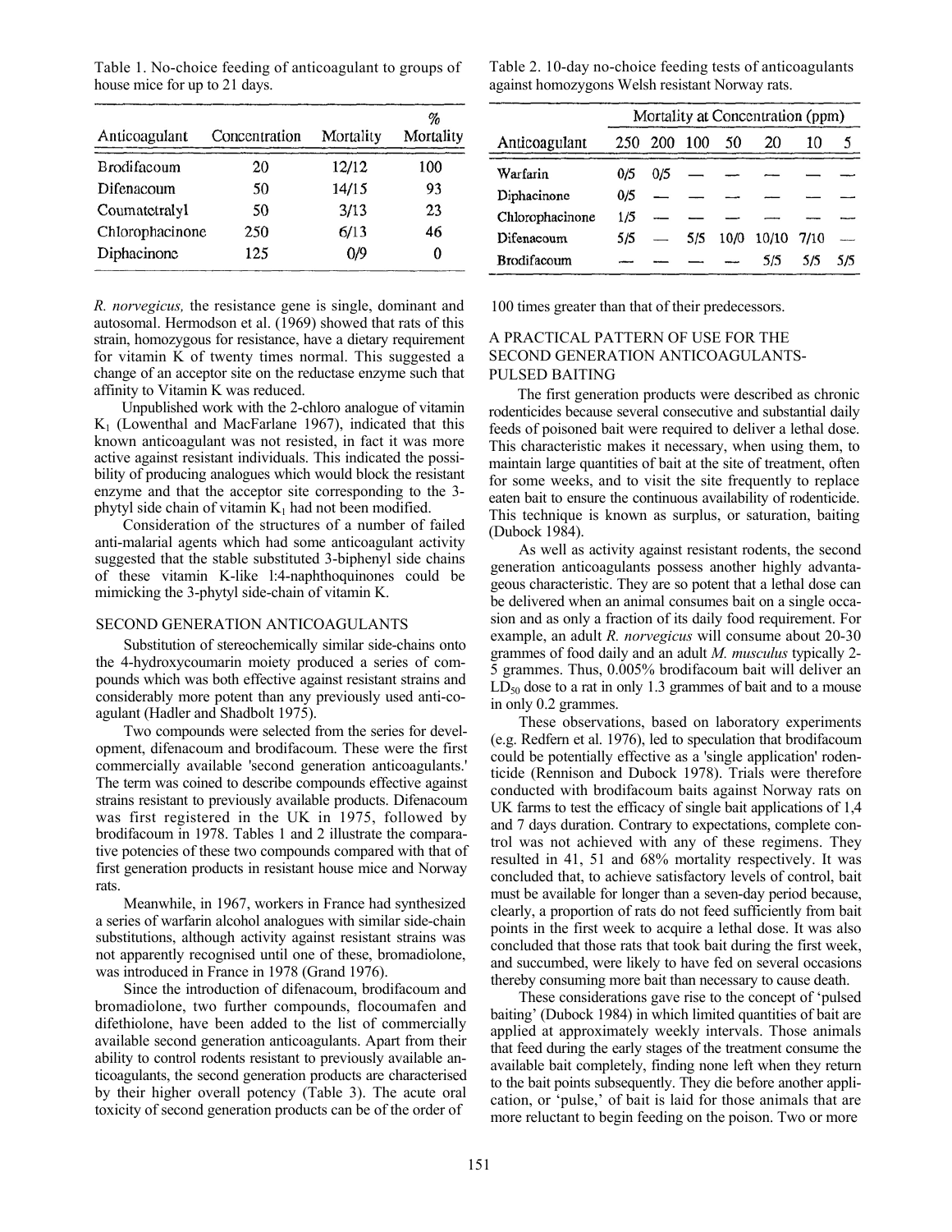Table 1. No-choice feeding of anticoagulant to groups of house mice for up to 21 days.

| Anticoagulant | Concentration | Mortality | % Mortality |
|---|---|---|---|
| Brodifacoum | 20 | 12/12 | 100 |
| Difenacoum | 50 | 14/15 | 93 |
| Coumatetralyl | 50 | 3/13 | 23 |
| Chlorophacinone | 250 | 6/13 | 46 |
| Diphacinone | 125 | 0/9 | 0 |

*R. norvegicus,* the resistance gene is single, dominant and autosomal. Hermodson et al. (1969) showed that rats of this strain, homozygous for resistance, have a dietary requirement for vitamin K of twenty times normal. This suggested a change of an acceptor site on the reductase enzyme such that affinity to Vitamin K was reduced.

Unpublished work with the 2-chloro analogue of vitamin $K_1$ (Lowenthal and MacFarlane 1967), indicated that this known anticoagulant was not resisted, in fact it was more active against resistant individuals. This indicated the possibility of producing analogues which would block the resistant enzyme and that the acceptor site corresponding to the 3-phytyl side chain of vitamin $K_1$ had not been modified.

Consideration of the structures of a number of failed anti-malarial agents which had some anticoagulant activity suggested that the stable substituted 3-biphenyl side chains of these vitamin K-like 1:4-naphthoquinones could be mimicking the 3-phytyl side-chain of vitamin K.

## SECOND GENERATION ANTICOAGULANTS

Substitution of stereochemically similar side-chains onto the 4-hydroxycoumarin moiety produced a series of compounds which was both effective against resistant strains and considerably more potent than any previously used anti-coagulant (Hadler and Shadbolt 1975).

Two compounds were selected from the series for development, difenacoum and brodifacoum. These were the first commercially available 'second generation anticoagulants.' The term was coined to describe compounds effective against strains resistant to previously available products. Difenacoum was first registered in the UK in 1975, followed by brodifacoum in 1978. Tables 1 and 2 illustrate the comparative potencies of these two compounds compared with that of first generation products in resistant house mice and Norway rats.

Meanwhile, in 1967, workers in France had synthesized a series of warfarin alcohol analogues with similar side-chain substitutions, although activity against resistant strains was not apparently recognised until one of these, bromadiolone, was introduced in France in 1978 (Grand 1976).

Since the introduction of difenacoum, brodifacoum and bromadiolone, two further compounds, flocoumafen and difethiolone, have been added to the list of commercially available second generation anticoagulants. Apart from their ability to control rodents resistant to previously available anticoagulants, the second generation products are characterised by their higher overall potency (Table 3). The acute oral toxicity of second generation products can be of the order of 100 times greater than that of their predecessors.

Table 2. 10-day no-choice feeding tests of anticoagulants against homozygons Welsh resistant Norway rats.

| Anticoagulant | Mortality at Concentration (ppm) | | | | | | |
|---|---|---|---|---|---|---|---|
| | 250 | 200 | 100 | 50 | 20 | 10 | 5 |
| Warfarin | 0/5 | 0/5 | — | — | — | — | — |
| Diphacinone | 0/5 | — | — | — | — | — | — |
| Chlorophacinone | 1/5 | — | — | — | — | — | — |
| Difenacoum | 5/5 | — | 5/5 | 10/0 | 10/10 | 7/10 | — |
| Brodifacoum | — | — | — | — | 5/5 | 5/5 | 5/5 |

## A PRACTICAL PATTERN OF USE FOR THE SECOND GENERATION ANTICOAGULANTS-PULSED BAITING

The first generation products were described as chronic rodenticides because several consecutive and substantial daily feeds of poisoned bait were required to deliver a lethal dose. This characteristic makes it necessary, when using them, to maintain large quantities of bait at the site of treatment, often for some weeks, and to visit the site frequently to replace eaten bait to ensure the continuous availability of rodenticide. This technique is known as surplus, or saturation, baiting (Dubock 1984).

As well as activity against resistant rodents, the second generation anticoagulants possess another highly advantageous characteristic. They are so potent that a lethal dose can be delivered when an animal consumes bait on a single occasion and as only a fraction of its daily food requirement. For example, an adult *R. norvegicus* will consume about 20-30 grammes of food daily and an adult *M. musculus* typically 2-5 grammes. Thus, 0.005% brodifacoum bait will deliver an $LD_{50}$ dose to a rat in only 1.3 grammes of bait and to a mouse in only 0.2 grammes.

These observations, based on laboratory experiments (e.g. Redfern et al. 1976), led to speculation that brodifacoum could be potentially effective as a 'single application' rodenticide (Rennison and Dubock 1978). Trials were therefore conducted with brodifacoum baits against Norway rats on UK farms to test the efficacy of single bait applications of 1,4 and 7 days duration. Contrary to expectations, complete control was not achieved with any of these regimens. They resulted in 41, 51 and 68% mortality respectively. It was concluded that, to achieve satisfactory levels of control, bait must be available for longer than a seven-day period because, clearly, a proportion of rats do not feed sufficiently from bait points in the first week to acquire a lethal dose. It was also concluded that those rats that took bait during the first week, and succumbed, were likely to have fed on several occasions thereby consuming more bait than necessary to cause death.

These considerations gave rise to the concept of 'pulsed baiting' (Dubock 1984) in which limited quantities of bait are applied at approximately weekly intervals. Those animals that feed during the early stages of the treatment consume the available bait completely, finding none left when they return to the bait points subsequently. They die before another application, or 'pulse,' of bait is laid for those animals that are more reluctant to begin feeding on the poison. Two or more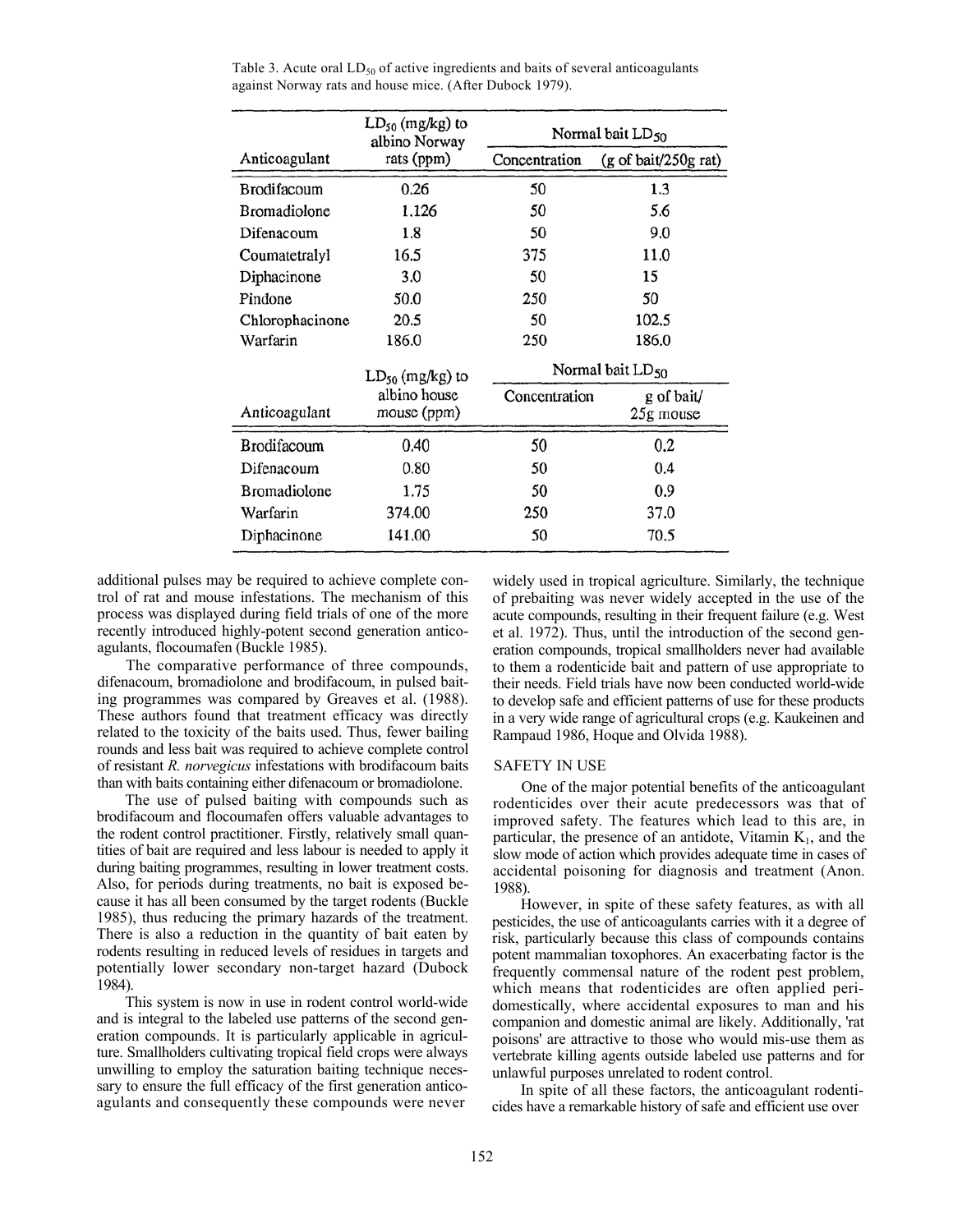Table 3. Acute oral $LD_{50}$ of active ingredients and baits of several anticoagulants against Norway rats and house mice. (After Dubock 1979).

| Anticoagulant | $LD_{50}$ (mg/kg) to albino Norway rats (ppm) | Normal bait $LD_{50}$ | |
|---|---|---|---|
| | | Concentration | (g of bait/250g rat) |
| Brodifacoum | 0.26 | 50 | 1.3 |
| Bromadiolone | 1.126 | 50 | 5.6 |
| Difenacoum | 1.8 | 50 | 9.0 |
| Coumatetralyl | 16.5 | 375 | 11.0 |
| Diphacinone | 3.0 | 50 | 15 |
| Pindone | 50.0 | 250 | 50 |
| Chlorophacinone | 20.5 | 50 | 102.5 |
| Warfarin | 186.0 | 250 | 186.0 |
| **Anticoagulant** | **$LD_{50}$ (mg/kg) to albino house mouse (ppm)** | **Normal bait $LD_{50}$ Concentration** | **g of bait/ 25g mouse** |
| Brodifacoum | 0.40 | 50 | 0.2 |
| Difenacoum | 0.80 | 50 | 0.4 |
| Bromadiolone | 1.75 | 50 | 0.9 |
| Warfarin | 374.00 | 250 | 37.0 |
| Diphacinone | 141.00 | 50 | 70.5 |

additional pulses may be required to achieve complete control of rat and mouse infestations. The mechanism of this process was displayed during field trials of one of the more recently introduced highly-potent second generation anticoagulants, flocoumafen (Buckle 1985).

The comparative performance of three compounds, difenacoum, bromadiolone and brodifacoum, in pulsed baiting programmes was compared by Greaves et al. (1988). These authors found that treatment efficacy was directly related to the toxicity of the baits used. Thus, fewer bailing rounds and less bait was required to achieve complete control of resistant *R. norvegicus* infestations with brodifacoum baits than with baits containing either difenacoum or bromadiolone.

The use of pulsed baiting with compounds such as brodifacoum and flocoumafen offers valuable advantages to the rodent control practitioner. Firstly, relatively small quantities of bait are required and less labour is needed to apply it during baiting programmes, resulting in lower treatment costs. Also, for periods during treatments, no bait is exposed because it has all been consumed by the target rodents (Buckle 1985), thus reducing the primary hazards of the treatment. There is also a reduction in the quantity of bait eaten by rodents resulting in reduced levels of residues in targets and potentially lower secondary non-target hazard (Dubock 1984).

This system is now in use in rodent control world-wide and is integral to the labeled use patterns of the second generation compounds. It is particularly applicable in agriculture. Smallholders cultivating tropical field crops were always unwilling to employ the saturation baiting technique necessary to ensure the full efficacy of the first generation anticoagulants and consequently these compounds were never widely used in tropical agriculture. Similarly, the technique of prebaiting was never widely accepted in the use of the acute compounds, resulting in their frequent failure (e.g. West et al. 1972). Thus, until the introduction of the second generation compounds, tropical smallholders never had available to them a rodenticide bait and pattern of use appropriate to their needs. Field trials have now been conducted world-wide to develop safe and efficient patterns of use for these products in a very wide range of agricultural crops (e.g. Kaukeinen and Rampaud 1986, Hoque and Olvida 1988).

## SAFETY IN USE

One of the major potential benefits of the anticoagulant rodenticides over their acute predecessors was that of improved safety. The features which lead to this are, in particular, the presence of an antidote, Vitamin $K_1$, and the slow mode of action which provides adequate time in cases of accidental poisoning for diagnosis and treatment (Anon. 1988).

However, in spite of these safety features, as with all pesticides, the use of anticoagulants carries with it a degree of risk, particularly because this class of compounds contains potent mammalian toxophores. An exacerbating factor is the frequently commensal nature of the rodent pest problem, which means that rodenticides are often applied peridomestically, where accidental exposures to man and his companion and domestic animal are likely. Additionally, 'rat poisons' are attractive to those who would mis-use them as vertebrate killing agents outside labeled use patterns and for unlawful purposes unrelated to rodent control.

In spite of all these factors, the anticoagulant rodenticides have a remarkable history of safe and efficient use over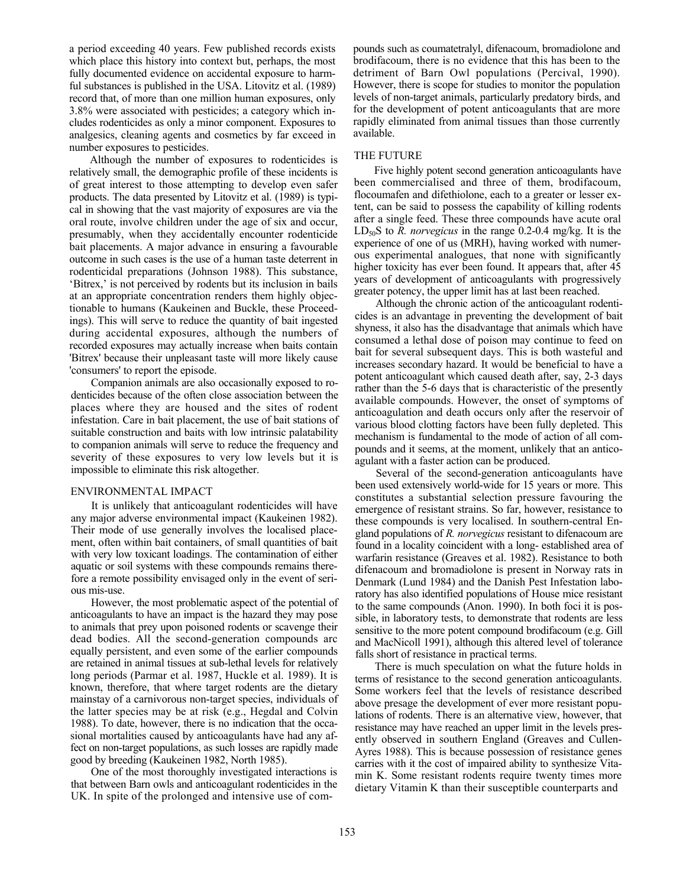a period exceeding 40 years. Few published records exists which place this history into context but, perhaps, the most fully documented evidence on accidental exposure to harmful substances is published in the USA. Litovitz et al. (1989) record that, of more than one million human exposures, only 3.8% were associated with pesticides; a category which includes rodenticides as only a minor component. Exposures to analgesics, cleaning agents and cosmetics by far exceed in number exposures to pesticides.

Although the number of exposures to rodenticides is relatively small, the demographic profile of these incidents is of great interest to those attempting to develop even safer products. The data presented by Litovitz et al. (1989) is typical in showing that the vast majority of exposures are via the oral route, involve children under the age of six and occur, presumably, when they accidentally encounter rodenticide bait placements. A major advance in ensuring a favourable outcome in such cases is the use of a human taste deterrent in rodenticidal preparations (Johnson 1988). This substance, 'Bitrex,' is not perceived by rodents but its inclusion in bails at an appropriate concentration renders them highly objectionable to humans (Kaukeinen and Buckle, these Proceedings). This will serve to reduce the quantity of bait ingested during accidental exposures, although the numbers of recorded exposures may actually increase when baits contain 'Bitrex' because their unpleasant taste will more likely cause 'consumers' to report the episode.

Companion animals are also occasionally exposed to rodenticides because of the often close association between the places where they are housed and the sites of rodent infestation. Care in bait placement, the use of bait stations of suitable construction and baits with low intrinsic palatability to companion animals will serve to reduce the frequency and severity of these exposures to very low levels but it is impossible to eliminate this risk altogether.

## ENVIRONMENTAL IMPACT

It is unlikely that anticoagulant rodenticides will have any major adverse environmental impact (Kaukeinen 1982). Their mode of use generally involves the localised placement, often within bait containers, of small quantities of bait with very low toxicant loadings. The contamination of either aquatic or soil systems with these compounds remains therefore a remote possibility envisaged only in the event of serious mis-use.

However, the most problematic aspect of the potential of anticoagulants to have an impact is the hazard they may pose to animals that prey upon poisoned rodents or scavenge their dead bodies. All the second-generation compounds arc equally persistent, and even some of the earlier compounds are retained in animal tissues at sub-lethal levels for relatively long periods (Parmar et al. 1987, Huckle et al. 1989). It is known, therefore, that where target rodents are the dietary mainstay of a carnivorous non-target species, individuals of the latter species may be at risk (e.g., Hegdal and Colvin 1988). To date, however, there is no indication that the occasional mortalities caused by anticoagulants have had any affect on non-target populations, as such losses are rapidly made good by breeding (Kaukeinen 1982, North 1985).

One of the most thoroughly investigated interactions is that between Barn owls and anticoagulant rodenticides in the UK. In spite of the prolonged and intensive use of compounds such as coumatetralyl, difenacoum, bromadiolone and brodifacoum, there is no evidence that this has been to the detriment of Barn Owl populations (Percival, 1990). However, there is scope for studies to monitor the population levels of non-target animals, particularly predatory birds, and for the development of potent anticoagulants that are more rapidly eliminated from animal tissues than those currently available.

## THE FUTURE

Five highly potent second generation anticoagulants have been commercialised and three of them, brodifacoum, flocoumafen and difethiolone, each to a greater or lesser extent, can be said to possess the capability of killing rodents after a single feed. These three compounds have acute oral $LD_{50}$S to *R. norvegicus* in the range 0.2-0.4 mg/kg. It is the experience of one of us (MRH), having worked with numerous experimental analogues, that none with significantly higher toxicity has ever been found. It appears that, after 45 years of development of anticoagulants with progressively greater potency, the upper limit has at last been reached.

Although the chronic action of the anticoagulant rodenticides is an advantage in preventing the development of bait shyness, it also has the disadvantage that animals which have consumed a lethal dose of poison may continue to feed on bait for several subsequent days. This is both wasteful and increases secondary hazard. It would be beneficial to have a potent anticoagulant which caused death after, say, 2-3 days rather than the 5-6 days that is characteristic of the presently available compounds. However, the onset of symptoms of anticoagulation and death occurs only after the reservoir of various blood clotting factors have been fully depleted. This mechanism is fundamental to the mode of action of all compounds and it seems, at the moment, unlikely that an anticoagulant with a faster action can be produced.

Several of the second-generation anticoagulants have been used extensively world-wide for 15 years or more. This constitutes a substantial selection pressure favouring the emergence of resistant strains. So far, however, resistance to these compounds is very localised. In southern-central England populations of *R. norvegicus* resistant to difenacoum are found in a locality coincident with a long- established area of warfarin resistance (Greaves et al. 1982). Resistance to both difenacoum and bromadiolone is present in Norway rats in Denmark (Lund 1984) and the Danish Pest Infestation laboratory has also identified populations of House mice resistant to the same compounds (Anon. 1990). In both foci it is possible, in laboratory tests, to demonstrate that rodents are less sensitive to the more potent compound brodifacoum (e.g. Gill and MacNicoll 1991), although this altered level of tolerance falls short of resistance in practical terms.

There is much speculation on what the future holds in terms of resistance to the second generation anticoagulants. Some workers feel that the levels of resistance described above presage the development of ever more resistant populations of rodents. There is an alternative view, however, that resistance may have reached an upper limit in the levels presently observed in southern England (Greaves and Cullen-Ayres 1988). This is because possession of resistance genes carries with it the cost of impaired ability to synthesize Vitamin K. Some resistant rodents require twenty times more dietary Vitamin K than their susceptible counterparts and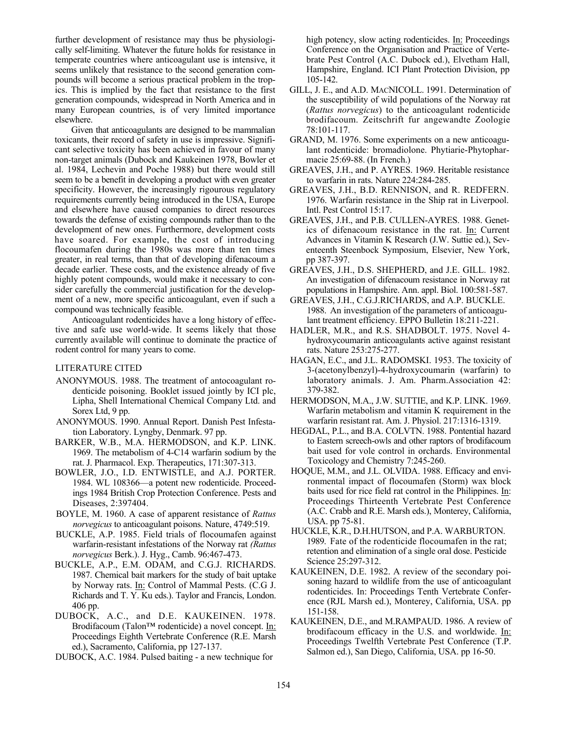further development of resistance may thus be physiologically self-limiting. Whatever the future holds for resistance in temperate countries where anticoagulant use is intensive, it seems unlikely that resistance to the second generation compounds will become a serious practical problem in the tropics. This is implied by the fact that resistance to the first generation compounds, widespread in North America and in many European countries, is of very limited importance elsewhere.

Given that anticoagulants are designed to be mammalian toxicants, their record of safety in use is impressive. Significant selective toxicity has been achieved in favour of many non-target animals (Dubock and Kaukeinen 1978, Bowler et al. 1984, Lechevin and Poche 1988) but there would still seem to be a benefit in developing a product with even greater specificity. However, the increasingly rigourous regulatory requirements currently being introduced in the USA, Europe and elsewhere have caused companies to direct resources towards the defense of existing compounds rather than to the development of new ones. Furthermore, development costs have soared. For example, the cost of introducing flocoumafen during the 1980s was more than ten times greater, in real terms, than that of developing difenacoum a decade earlier. These costs, and the existence already of five highly potent compounds, would make it necessary to consider carefully the commercial justification for the development of a new, more specific anticoagulant, even if such a compound was technically feasible.

Anticoagulant rodenticides have a long history of effective and safe use world-wide. It seems likely that those currently available will continue to dominate the practice of rodent control for many years to come.

## LITERATURE CITED

ANONYMOUS. 1988. The treatment of antocoagulant rodenticide poisoning. Booklet issued jointly by ICI plc, Lipha, Shell International Chemical Company Ltd. and Sorex Ltd, 9 pp.

ANONYMOUS. 1990. Annual Report. Danish Pest Infestation Laboratory. Lyngby, Denmark. 97 pp.

BARKER, W.B., M.A. HERMODSON, and K.P. LINK. 1969. The metabolism of 4-C14 warfarin sodium by the rat. J. Pharmacol. Exp. Therapeutics, 171:307-313.

BOWLER, J.O., I.D. ENTWISTLE, and A.J. PORTER. 1984. WL 108366—a potent new rodenticide. Proceedings 1984 British Crop Protection Conference. Pests and Diseases, 2:397404.

BOYLE, M. 1960. A case of apparent resistance of *Rattus norvegicus* to anticoagulant poisons. Nature, 4749:519.

BUCKLE, A.P. 1985. Field trials of flocoumafen against warfarin-resistant infestations of the Norway rat *(Rattus norvegicus* Berk.). J. Hyg., Camb. 96:467-473.

BUCKLE, A.P., E.M. ODAM, and C.G.J. RICHARDS. 1987. Chemical bait markers for the study of bait uptake by Norway rats. In: Control of Mammal Pests. (C.G J. Richards and T. Y. Ku eds.). Taylor and Francis, London. 406 pp.

DUBOCK, A.C., and D.E. KAUKEINEN. 1978. Brodifacoum (Talon™ rodenticide) a novel concept. In: Proceedings Eighth Vertebrate Conference (R.E. Marsh ed.), Sacramento, California, pp 127-137.

DUBOCK, A.C. 1984. Pulsed baiting - a new technique for high potency, slow acting rodenticides. In: Proceedings Conference on the Organisation and Practice of Vertebrate Pest Control (A.C. Dubock ed.), Elvetham Hall, Hampshire, England. ICI Plant Protection Division, pp 105-142.

GILL, J. E., and A.D. MACNICOLL. 1991. Determination of the susceptibility of wild populations of the Norway rat (*Rattus norvegicus*) to the anticoagulant rodenticide brodifacoum. Zeitschrift fur angewandte Zoologie 78:101-117.

GRAND, M. 1976. Some experiments on a new anticoagulant rodenticide: bromadiolone. Phytiarie-Phytopharmacie 25:69-88. (In French.)

GREAVES, J.H., and P. AYRES. 1969. Heritable resistance to warfarin in rats. Nature 224:284-285.

GREAVES, J.H., B.D. RENNISON, and R. REDFERN. 1976. Warfarin resistance in the Ship rat in Liverpool. Intl. Pest Control 15:17.

GREAVES, J.H., and P.B. CULLEN-AYRES. 1988. Genetics of difenacoum resistance in the rat. In: Current Advances in Vitamin K Research (J.W. Suttie ed.), Seventeenth Steenbock Symposium, Elsevier, New York, pp 387-397.

GREAVES, J.H., D.S. SHEPHERD, and J.E. GILL. 1982. An investigation of difenacoum resistance in Norway rat populations in Hampshire. Ann. appl. Biol. 100:581-587.

GREAVES, J.H., C.G.J.RICHARDS, and A.P. BUCKLE. 1988. An investigation of the parameters of anticoagulant treatment efficiency. EPPO Bulletin 18:211-221.

HADLER, M.R., and R.S. SHADBOLT. 1975. Novel 4-hydroxycoumarin anticoagulants active against resistant rats. Nature 253:275-277.

HAGAN, E.C., and J.L. RADOMSKI. 1953. The toxicity of 3-(acetonylbenzyl)-4-hydroxycoumarin (warfarin) to laboratory animals. J. Am. Pharm.Association 42: 379-382.

HERMODSON, M.A., J.W. SUTTIE, and K.P. LINK. 1969. Warfarin metabolism and vitamin K requirement in the warfarin resistant rat. Am. J. Physiol. 217:1316-1319.

HEGDAL, P.L., and B.A. COLVTN. 1988. Pontential hazard to Eastern screech-owls and other raptors of brodifacoum bait used for vole control in orchards. Environmental Toxicology and Chemistry 7:245-260.

HOQUE, M.M., and J.L. OLVIDA. 1988. Efficacy and environmental impact of flocoumafen (Storm) wax block baits used for rice field rat control in the Philippines. In: Proceedings Thirteenth Vertebrate Pest Conference (A.C. Crabb and R.E. Marsh eds.), Monterey, California, USA. pp 75-81.

HUCKLE, K.R., D.H.HUTSON, and P.A. WARBURTON. 1989. Fate of the rodenticide flocoumafen in the rat; retention and elimination of a single oral dose. Pesticide Science 25:297-312.

KAUKEINEN, D.E. 1982. A review of the secondary poisoning hazard to wildlife from the use of anticoagulant rodenticides. In: Proceedings Tenth Vertebrate Conference (RJL Marsh ed.), Monterey, California, USA. pp 151-158.

KAUKEINEN, D.E., and M.RAMPAUD. 1986. A review of brodifacoum efficacy in the U.S. and worldwide. In: Proceedings Twelfth Vertebrate Pest Conference (T.P. Salmon ed.), San Diego, California, USA. pp 16-50.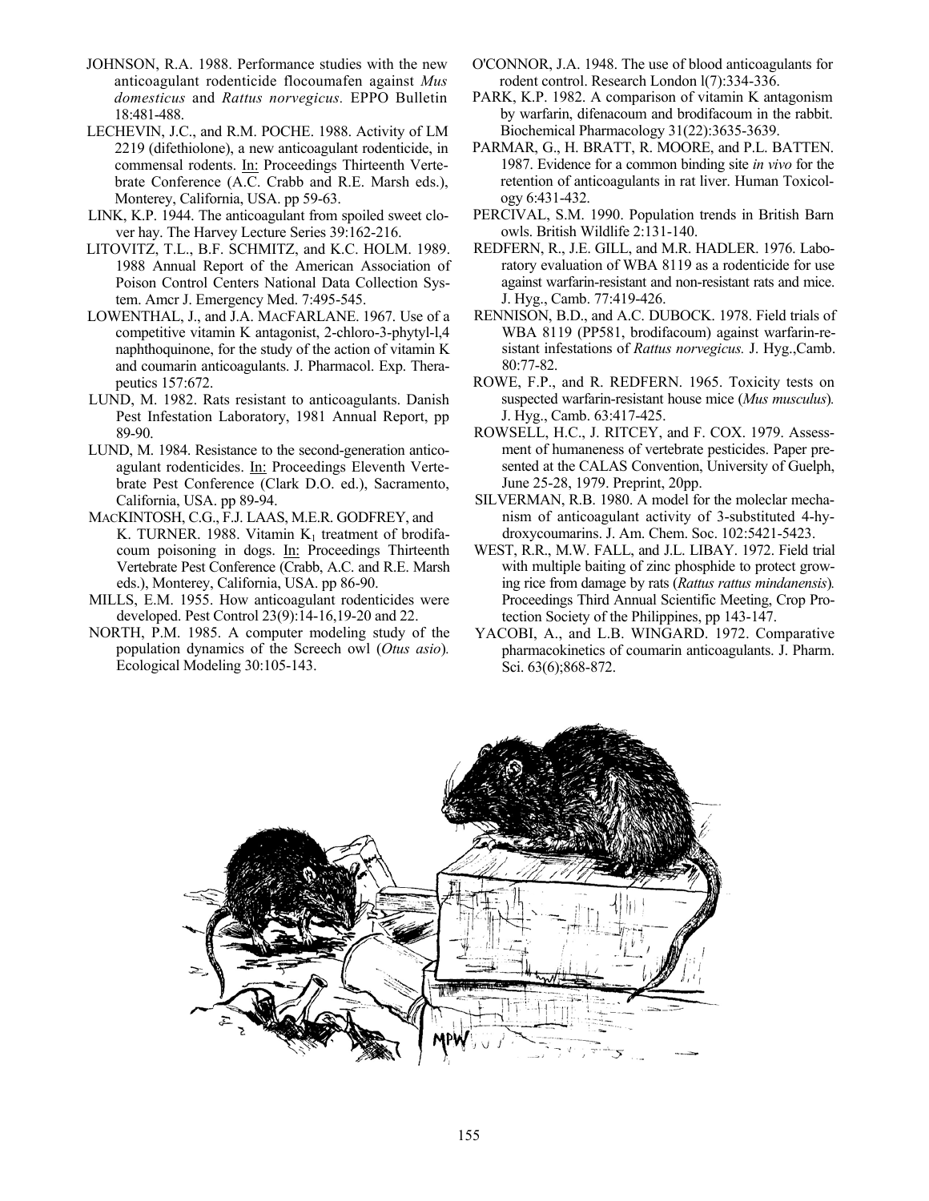JOHNSON, R.A. 1988. Performance studies with the new anticoagulant rodenticide flocoumafen against *Mus domesticus* and *Rattus norvegicus.* EPPO Bulletin 18:481-488.

LECHEVIN, J.C., and R.M. POCHE. 1988. Activity of LM 2219 (difethiolone), a new anticoagulant rodenticide, in commensal rodents. In: Proceedings Thirteenth Vertebrate Conference (A.C. Crabb and R.E. Marsh eds.), Monterey, California, USA. pp 59-63.

LINK, K.P. 1944. The anticoagulant from spoiled sweet clover hay. The Harvey Lecture Series 39:162-216.

LITOVITZ, T.L., B.F. SCHMITZ, and K.C. HOLM. 1989. 1988 Annual Report of the American Association of Poison Control Centers National Data Collection System. Amer J. Emergency Med. 7:495-545.

LOWENTHAL, J., and J.A. MACFARLANE. 1967. Use of a competitive vitamin K antagonist, 2-chloro-3-phytyl-l,4 naphthoquinone, for the study of the action of vitamin K and coumarin anticoagulants. J. Pharmacol. Exp. Therapeutics 157:672.

LUND, M. 1982. Rats resistant to anticoagulants. Danish Pest Infestation Laboratory, 1981 Annual Report, pp 89-90.

LUND, M. 1984. Resistance to the second-generation anticoagulant rodenticides. In: Proceedings Eleventh Vertebrate Pest Conference (Clark D.O. ed.), Sacramento, California, USA. pp 89-94.

MACKINTOSH, C.G., F.J. LAAS, M.E.R. GODFREY, and K. TURNER. 1988. Vitamin $K_1$ treatment of brodifacoum poisoning in dogs. In: Proceedings Thirteenth Vertebrate Pest Conference (Crabb, A.C. and R.E. Marsh eds.), Monterey, California, USA. pp 86-90.

MILLS, E.M. 1955. How anticoagulant rodenticides were developed. Pest Control 23(9):14-16,19-20 and 22.

NORTH, P.M. 1985. A computer modeling study of the population dynamics of the Screech owl (*Otus asio*). Ecological Modeling 30:105-143.

O'CONNOR, J.A. 1948. The use of blood anticoagulants for rodent control. Research London l(7):334-336.

PARK, K.P. 1982. A comparison of vitamin K antagonism by warfarin, difenacoum and brodifacoum in the rabbit. Biochemical Pharmacology 31(22):3635-3639.

PARMAR, G., H. BRATT, R. MOORE, and P.L. BATTEN. 1987. Evidence for a common binding site *in vivo* for the retention of anticoagulants in rat liver. Human Toxicology 6:431-432.

PERCIVAL, S.M. 1990. Population trends in British Barn owls. British Wildlife 2:131-140.

REDFERN, R., J.E. GILL, and M.R. HADLER. 1976. Laboratory evaluation of WBA 8119 as a rodenticide for use against warfarin-resistant and non-resistant rats and mice. J. Hyg., Camb. 77:419-426.

RENNISON, B.D., and A.C. DUBOCK. 1978. Field trials of WBA 8119 (PP581, brodifacoum) against warfarin-resistant infestations of *Rattus norvegicus.* J. Hyg.,Camb. 80:77-82.

ROWE, F.P., and R. REDFERN. 1965. Toxicity tests on suspected warfarin-resistant house mice (*Mus musculus*). J. Hyg., Camb. 63:417-425.

ROWSELL, H.C., J. RITCEY, and F. COX. 1979. Assessment of humaneness of vertebrate pesticides. Paper presented at the CALAS Convention, University of Guelph, June 25-28, 1979. Preprint, 20pp.

SILVERMAN, R.B. 1980. A model for the moleclar mechanism of anticoagulant activity of 3-substituted 4-hydroxycoumarins. J. Am. Chem. Soc. 102:5421-5423.

WEST, R.R., M.W. FALL, and J.L. LIBAY. 1972. Field trial with multiple baiting of zinc phosphide to protect growing rice from damage by rats (*Rattus rattus mindanensis*). Proceedings Third Annual Scientific Meeting, Crop Protection Society of the Philippines, pp 143-147.

YACOBI, A., and L.B. WINGARD. 1972. Comparative pharmacokinetics of coumarin anticoagulants. J. Pharm. Sci. 63(6);868-872.